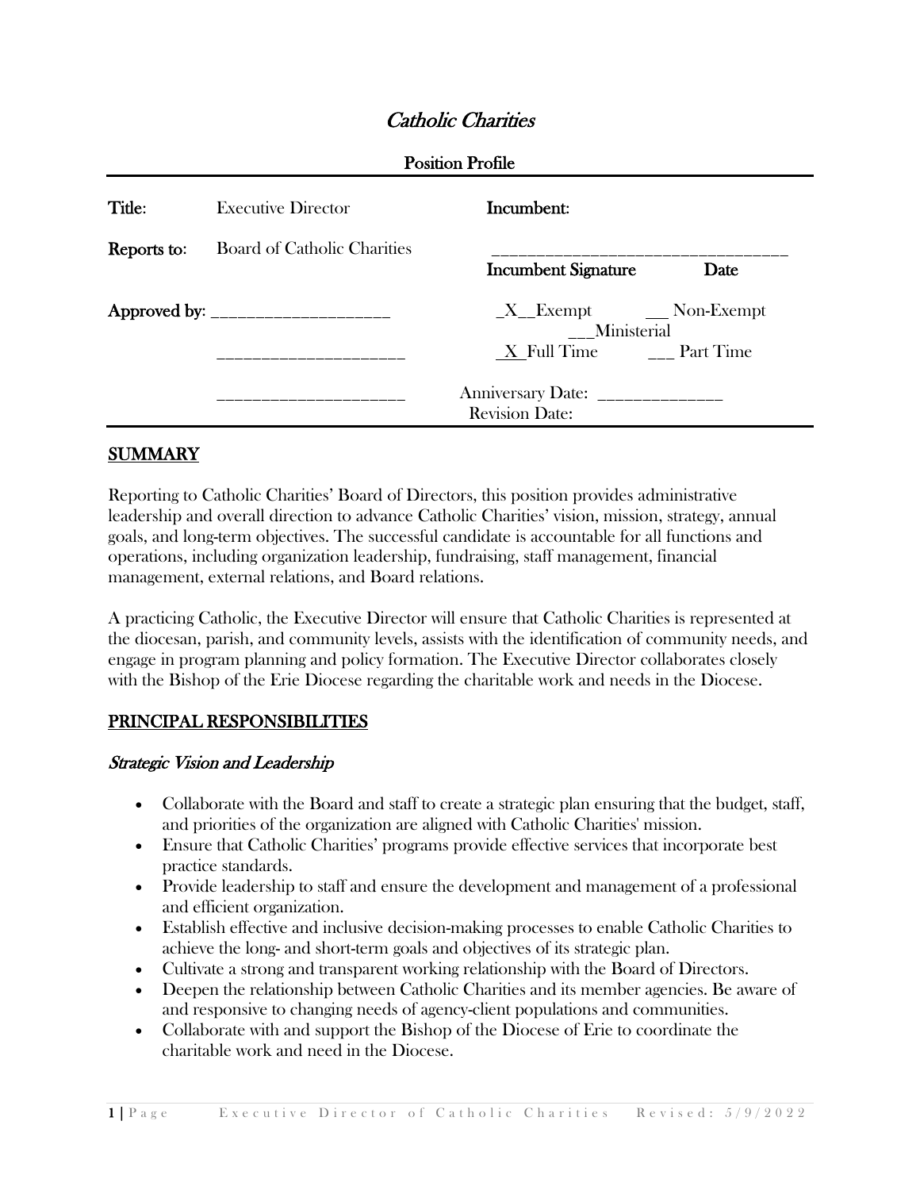# *Catholic Charities*

## Position Profile

| | | | |
|---|---|---|---|
| **Title:** | Executive Director | **Incumbent:** | |
| **Reports to:** | Board of Catholic Charities | ______________________________ **Incumbent Signature** **Date** | |
| **Approved by:** ____________________ | | _X__Exempt ___ Non-Exempt ___Ministerial | |
| | ____________________ | _X_ Full Time ___ Part Time | |
| | ____________________ | Anniversary Date: ______________ Revision Date: | |

## SUMMARY

Reporting to Catholic Charities' Board of Directors, this position provides administrative leadership and overall direction to advance Catholic Charities' vision, mission, strategy, annual goals, and long-term objectives. The successful candidate is accountable for all functions and operations, including organization leadership, fundraising, staff management, financial management, external relations, and Board relations.

A practicing Catholic, the Executive Director will ensure that Catholic Charities is represented at the diocesan, parish, and community levels, assists with the identification of community needs, and engage in program planning and policy formation. The Executive Director collaborates closely with the Bishop of the Erie Diocese regarding the charitable work and needs in the Diocese.

## PRINCIPAL RESPONSIBILITIES

### *Strategic Vision and Leadership*

- Collaborate with the Board and staff to create a strategic plan ensuring that the budget, staff, and priorities of the organization are aligned with Catholic Charities' mission.
- Ensure that Catholic Charities' programs provide effective services that incorporate best practice standards.
- Provide leadership to staff and ensure the development and management of a professional and efficient organization.
- Establish effective and inclusive decision-making processes to enable Catholic Charities to achieve the long- and short-term goals and objectives of its strategic plan.
- Cultivate a strong and transparent working relationship with the Board of Directors.
- Deepen the relationship between Catholic Charities and its member agencies. Be aware of and responsive to changing needs of agency-client populations and communities.
- Collaborate with and support the Bishop of the Diocese of Erie to coordinate the charitable work and need in the Diocese.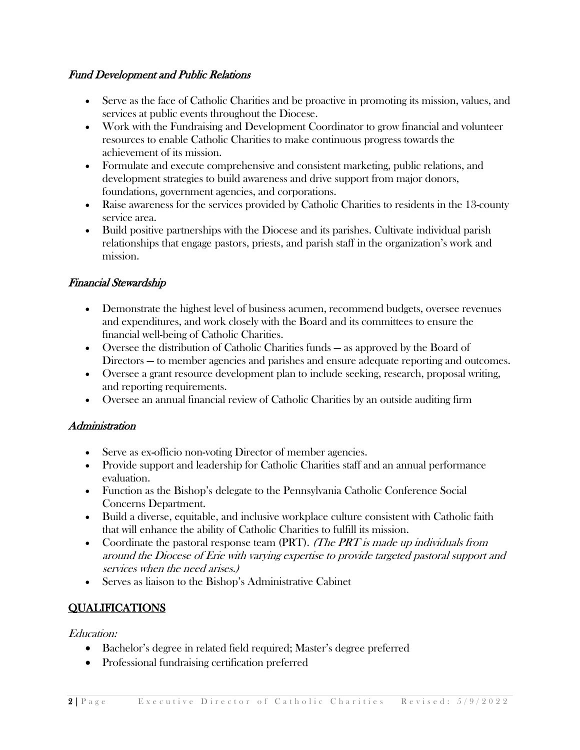### *Fund Development and Public Relations*

- Serve as the face of Catholic Charities and be proactive in promoting its mission, values, and services at public events throughout the Diocese.
- Work with the Fundraising and Development Coordinator to grow financial and volunteer resources to enable Catholic Charities to make continuous progress towards the achievement of its mission.
- Formulate and execute comprehensive and consistent marketing, public relations, and development strategies to build awareness and drive support from major donors, foundations, government agencies, and corporations.
- Raise awareness for the services provided by Catholic Charities to residents in the 13-county service area.
- Build positive partnerships with the Diocese and its parishes. Cultivate individual parish relationships that engage pastors, priests, and parish staff in the organization's work and mission.

### *Financial Stewardship*

- Demonstrate the highest level of business acumen, recommend budgets, oversee revenues and expenditures, and work closely with the Board and its committees to ensure the financial well-being of Catholic Charities.
- Oversee the distribution of Catholic Charities funds — as approved by the Board of Directors — to member agencies and parishes and ensure adequate reporting and outcomes.
- Oversee a grant resource development plan to include seeking, research, proposal writing, and reporting requirements.
- Oversee an annual financial review of Catholic Charities by an outside auditing firm

### *Administration*

- Serve as ex-officio non-voting Director of member agencies.
- Provide support and leadership for Catholic Charities staff and an annual performance evaluation.
- Function as the Bishop's delegate to the Pennsylvania Catholic Conference Social Concerns Department.
- Build a diverse, equitable, and inclusive workplace culture consistent with Catholic faith that will enhance the ability of Catholic Charities to fulfill its mission.
- Coordinate the pastoral response team (PRT). *(The PRT is made up individuals from around the Diocese of Erie with varying expertise to provide targeted pastoral support and services when the need arises.)*
- Serves as liaison to the Bishop's Administrative Cabinet

## QUALIFICATIONS

*Education:*

- Bachelor's degree in related field required; Master's degree preferred
- Professional fundraising certification preferred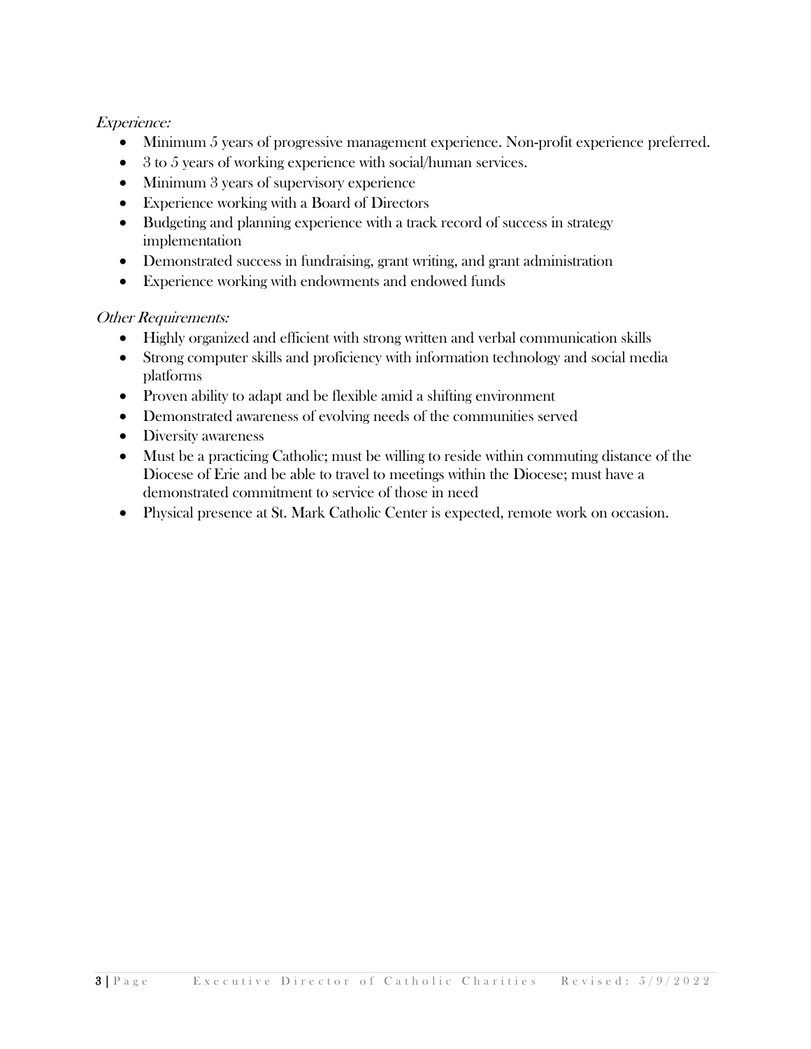*Experience:*

- Minimum 5 years of progressive management experience. Non-profit experience preferred.
- 3 to 5 years of working experience with social/human services.
- Minimum 3 years of supervisory experience
- Experience working with a Board of Directors
- Budgeting and planning experience with a track record of success in strategy implementation
- Demonstrated success in fundraising, grant writing, and grant administration
- Experience working with endowments and endowed funds

*Other Requirements:*

- Highly organized and efficient with strong written and verbal communication skills
- Strong computer skills and proficiency with information technology and social media platforms
- Proven ability to adapt and be flexible amid a shifting environment
- Demonstrated awareness of evolving needs of the communities served
- Diversity awareness
- Must be a practicing Catholic; must be willing to reside within commuting distance of the Diocese of Erie and be able to travel to meetings within the Diocese; must have a demonstrated commitment to service of those in need
- Physical presence at St. Mark Catholic Center is expected, remote work on occasion.